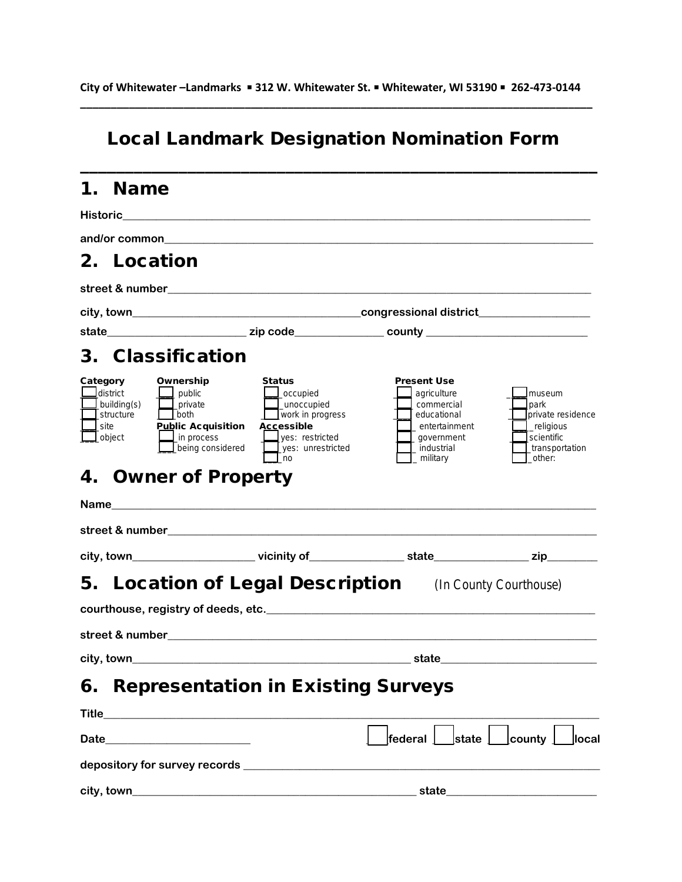City of Whitewater –Landmarks ▪ 312 W. Whitewater St. ▪ Whitewater, WI 53190 ▪ 262-473-0144

# Local Landmark Designation Nomination Form

## 1. Name

**Historic**\_\_\_\_\_\_\_\_\_\_\_\_\_\_\_\_\_\_\_\_\_\_\_\_\_\_\_\_\_\_\_\_\_\_\_\_\_\_\_\_\_\_\_\_

**and/or common**\_\_\_\_\_\_\_\_\_\_\_\_\_\_\_\_\_\_\_\_\_\_\_\_\_\_\_\_\_\_\_\_\_\_\_\_\_\_\_\_

## 2. Location

**street & number**\_\_\_\_\_\_\_\_\_\_\_\_\_\_\_\_\_\_\_\_\_\_\_\_\_\_\_\_\_\_\_\_\_\_\_\_\_\_\_

**city, town**\_\_\_\_\_\_\_\_\_\_\_\_\_\_\_\_\_\_\_\_\_\_\_\_ **congressional district**\_\_\_\_\_\_\_\_\_\_\_\_

**state**\_\_\_\_\_\_\_\_\_\_\_\_\_\_ **zip code**\_\_\_\_\_\_\_\_\_\_ **county** \_\_\_\_\_\_\_\_\_\_\_\_\_\_\_\_

## 3. Classification

| Category | Ownership | Status | Present Use | |
|---|---|---|---|---|
| ☐ district | ☐ public | ☐ occupied | ☐ agriculture | ☐ museum |
| ☐ building(s) | ☐ private | ☐ unoccupied | ☐ commercial | ☐ park |
| ☐ structure | ☐ both | ☐ work in progress | ☐ educational | ☐ private residence |
| ☐ site | **Public Acquisition** | **Accessible** | ☐ entertainment | ☐ religious |
| ☐ object | ☐ in process | ☐ yes: restricted | ☐ government | ☐ scientific |
| | ☐ being considered | ☐ yes: unrestricted | ☐ industrial | ☐ transportation |
| | | ☐ no | ☐ military | ☐ other: |

## 4. Owner of Property

**Name**\_\_\_\_\_\_\_\_\_\_\_\_\_\_\_\_\_\_\_\_\_\_\_\_\_\_\_\_\_\_\_\_\_\_\_\_\_\_\_\_\_\_\_\_\_\_

**street & number**\_\_\_\_\_\_\_\_\_\_\_\_\_\_\_\_\_\_\_\_\_\_\_\_\_\_\_\_\_\_\_\_\_\_\_\_\_\_\_

**city, town**\_\_\_\_\_\_\_\_\_\_\_\_ **vicinity of**\_\_\_\_\_\_\_\_\_\_ **state**\_\_\_\_\_\_\_\_\_\_ **zip**\_\_\_\_\_\_

## 5. Location of Legal Description *(In County Courthouse)*

**courthouse, registry of deeds, etc.**\_\_\_\_\_\_\_\_\_\_\_\_\_\_\_\_\_\_\_\_\_\_\_\_\_\_\_\_\_\_\_

**street & number**\_\_\_\_\_\_\_\_\_\_\_\_\_\_\_\_\_\_\_\_\_\_\_\_\_\_\_\_\_\_\_\_\_\_\_\_\_\_\_

**city, town**\_\_\_\_\_\_\_\_\_\_\_\_\_\_\_\_\_\_\_\_\_\_\_\_\_\_\_\_ **state**\_\_\_\_\_\_\_\_\_\_\_\_\_\_\_

## 6. Representation in Existing Surveys

**Title**\_\_\_\_\_\_\_\_\_\_\_\_\_\_\_\_\_\_\_\_\_\_\_\_\_\_\_\_\_\_\_\_\_\_\_\_\_\_\_\_\_\_\_\_\_\_\_

**Date**\_\_\_\_\_\_\_\_\_\_\_\_\_\_\_\_ ☐ **federal** ☐ **state** ☐ **county** ☐ **local**

**depository for survey records** \_\_\_\_\_\_\_\_\_\_\_\_\_\_\_\_\_\_\_\_\_\_\_\_\_\_\_\_\_\_\_\_\_\_

**city, town**\_\_\_\_\_\_\_\_\_\_\_\_\_\_\_\_\_\_\_\_\_\_\_\_\_\_\_\_\_ **state**\_\_\_\_\_\_\_\_\_\_\_\_\_\_\_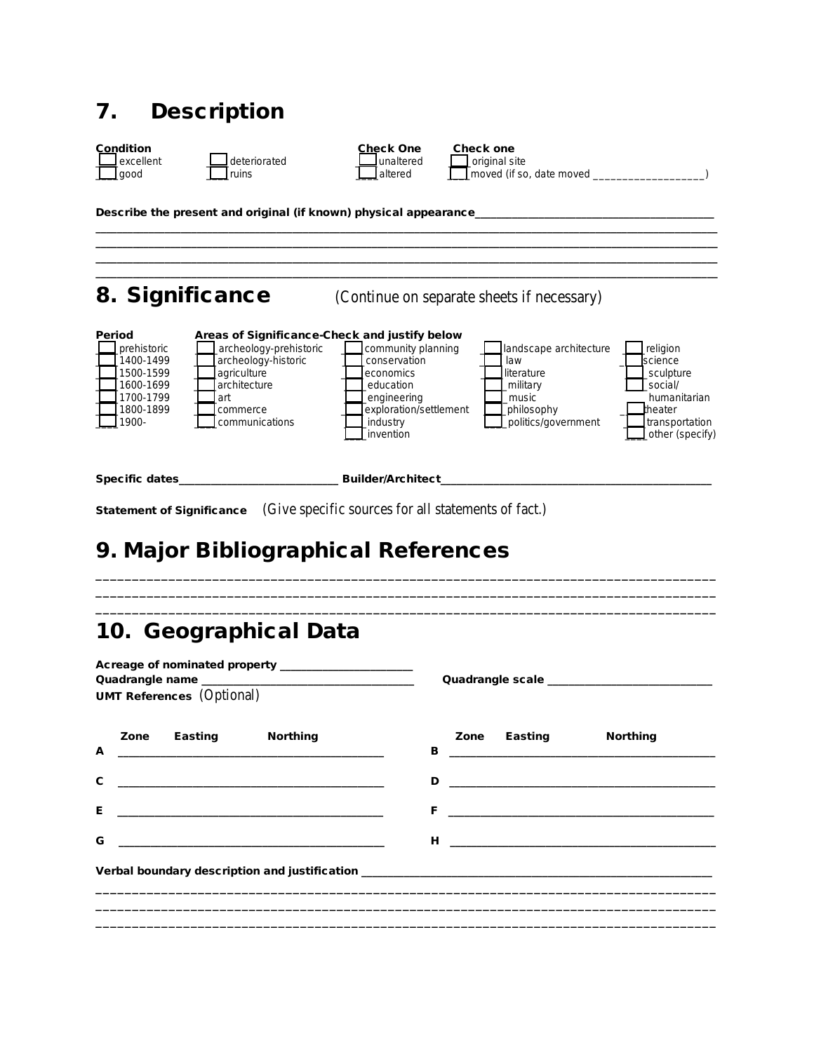## 7. Description

**Condition**

- ☐ excellent
- ☐ good
- ☐ deteriorated
- ☐ ruins

**Check One**

- ☐ unaltered
- ☐ altered

**Check one**

- ☐ original site
- ☐ moved (if so, date moved ___________________)

**Describe the present and original (if known) physical appearance**__________________________________________

_____________________________________________________________________________________________

_____________________________________________________________________________________________

_____________________________________________________________________________________________

_____________________________________________________________________________________________

## 8. Significance (Continue on separate sheets if necessary)

**Period**

- ☐ prehistoric
- ☐ 1400-1499
- ☐ 1500-1599
- ☐ 1600-1699
- ☐ 1700-1799
- ☐ 1800-1899
- ☐ 1900-

**Areas of Significance-Check and justify below**

- ☐ archeology-prehistoric
- ☐ archeology-historic
- ☐ agriculture
- ☐ architecture
- ☐ art
- ☐ commerce
- ☐ communications
- ☐ community planning
- ☐ conservation
- ☐ economics
- ☐ education
- ☐ engineering
- ☐ exploration/settlement
- ☐ industry
- ☐ invention
- ☐ landscape architecture
- ☐ law
- ☐ literature
- ☐ military
- ☐ music
- ☐ philosophy
- ☐ politics/government
- ☐ religion
- ☐ science
- ☐ sculpture
- ☐ social/ humanitarian
- ☐ theater
- ☐ transportation
- ☐ other (specify)

**Specific dates**___________________________ **Builder/Architect**______________________________________________

**Statement of Significance** (Give specific sources for all statements of fact.)

## 9. Major Bibliographical References

_____________________________________________________________________________________________

_____________________________________________________________________________________________

_____________________________________________________________________________________________

## 10. Geographical Data

**Acreage of nominated property** _______________________

**Quadrangle name** ___________________________________ **Quadrangle scale** ____________________________

**UMT References** (Optional)

| | Zone | Easting | Northing | | Zone | Easting | Northing |
|---|---|---|---|---|---|---|---|
| A | | | | B | | | |
| C | | | | D | | | |
| E | | | | F | | | |
| G | | | | H | | | |

**Verbal boundary description and justification** ___________________________________________________________

_____________________________________________________________________________________________

_____________________________________________________________________________________________

_____________________________________________________________________________________________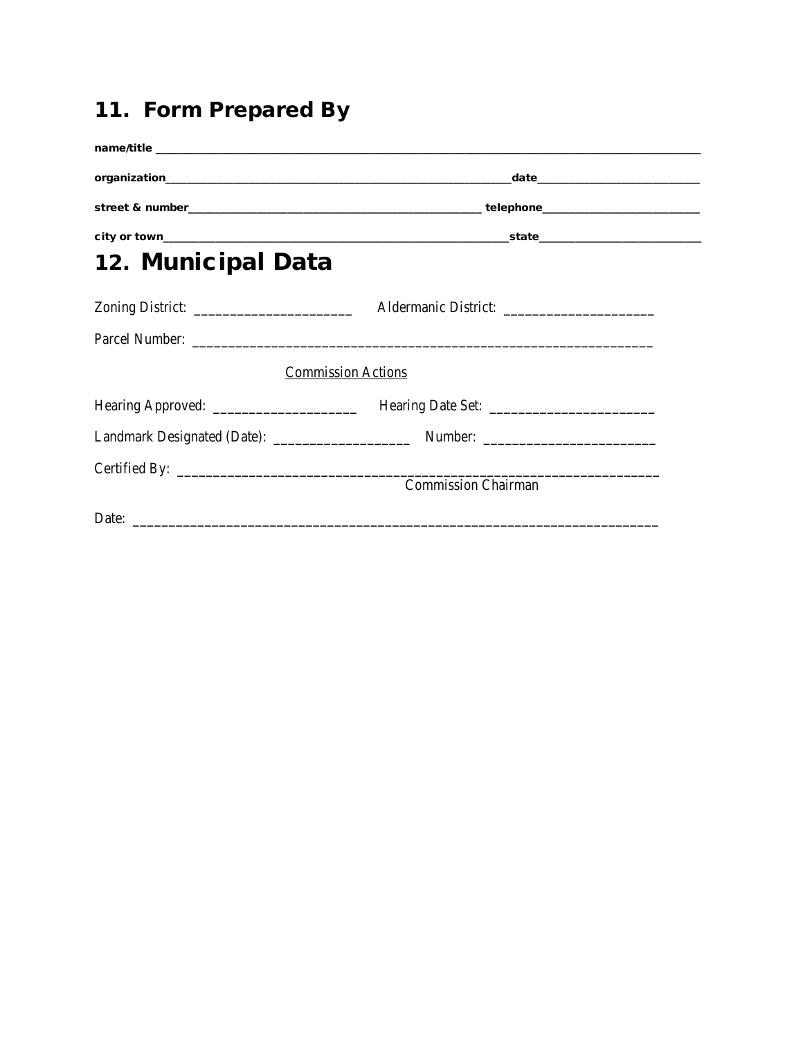## 11. Form Prepared By

**name/title** ______________________________________________________________________________

**organization**________________________________________________________**date**__________________________

**street & number**_______________________________________________ **telephone**_________________________

**city or town**_________________________________________________________**state**__________________________

## 12. Municipal Data

Zoning District: ______________________ Aldermanic District: _____________________

Parcel Number: ____________________________________________________________________

Commission Actions

Hearing Approved: ____________________ Hearing Date Set: _______________________

Landmark Designated (Date): ___________________ Number: ________________________

Certified By: _______________________________________________________________________

Commission Chairman

Date: ____________________________________________________________________________